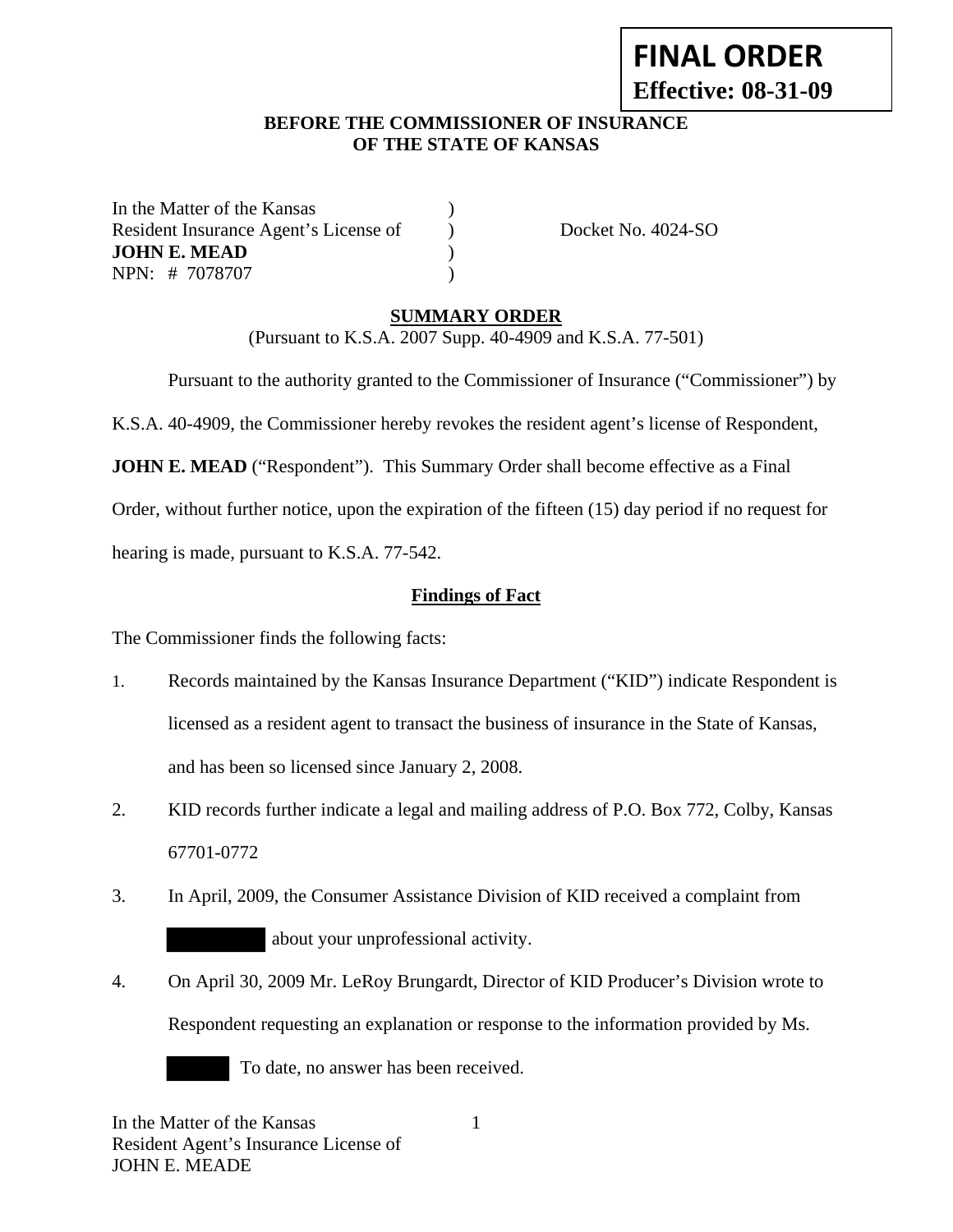**FINAL ORDER**
**Effective: 08-31-09**

**BEFORE THE COMMISSIONER OF INSURANCE**
**OF THE STATE OF KANSAS**

In the Matter of the Kansas )
Resident Insurance Agent's License of ) Docket No. 4024-SO
**JOHN E. MEAD** )
NPN: # 7078707 )

## SUMMARY ORDER

(Pursuant to K.S.A. 2007 Supp. 40-4909 and K.S.A. 77-501)

Pursuant to the authority granted to the Commissioner of Insurance ("Commissioner") by K.S.A. 40-4909, the Commissioner hereby revokes the resident agent's license of Respondent, **JOHN E. MEAD** ("Respondent"). This Summary Order shall become effective as a Final Order, without further notice, upon the expiration of the fifteen (15) day period if no request for hearing is made, pursuant to K.S.A. 77-542.

### Findings of Fact

The Commissioner finds the following facts:

1. Records maintained by the Kansas Insurance Department ("KID") indicate Respondent is licensed as a resident agent to transact the business of insurance in the State of Kansas, and has been so licensed since January 2, 2008.
2. KID records further indicate a legal and mailing address of P.O. Box 772, Colby, Kansas 67701-0772
3. In April, 2009, the Consumer Assistance Division of KID received a complaint from [REDACTED] about your unprofessional activity.
4. On April 30, 2009 Mr. LeRoy Brungardt, Director of KID Producer's Division wrote to Respondent requesting an explanation or response to the information provided by Ms. [REDACTED] To date, no answer has been received.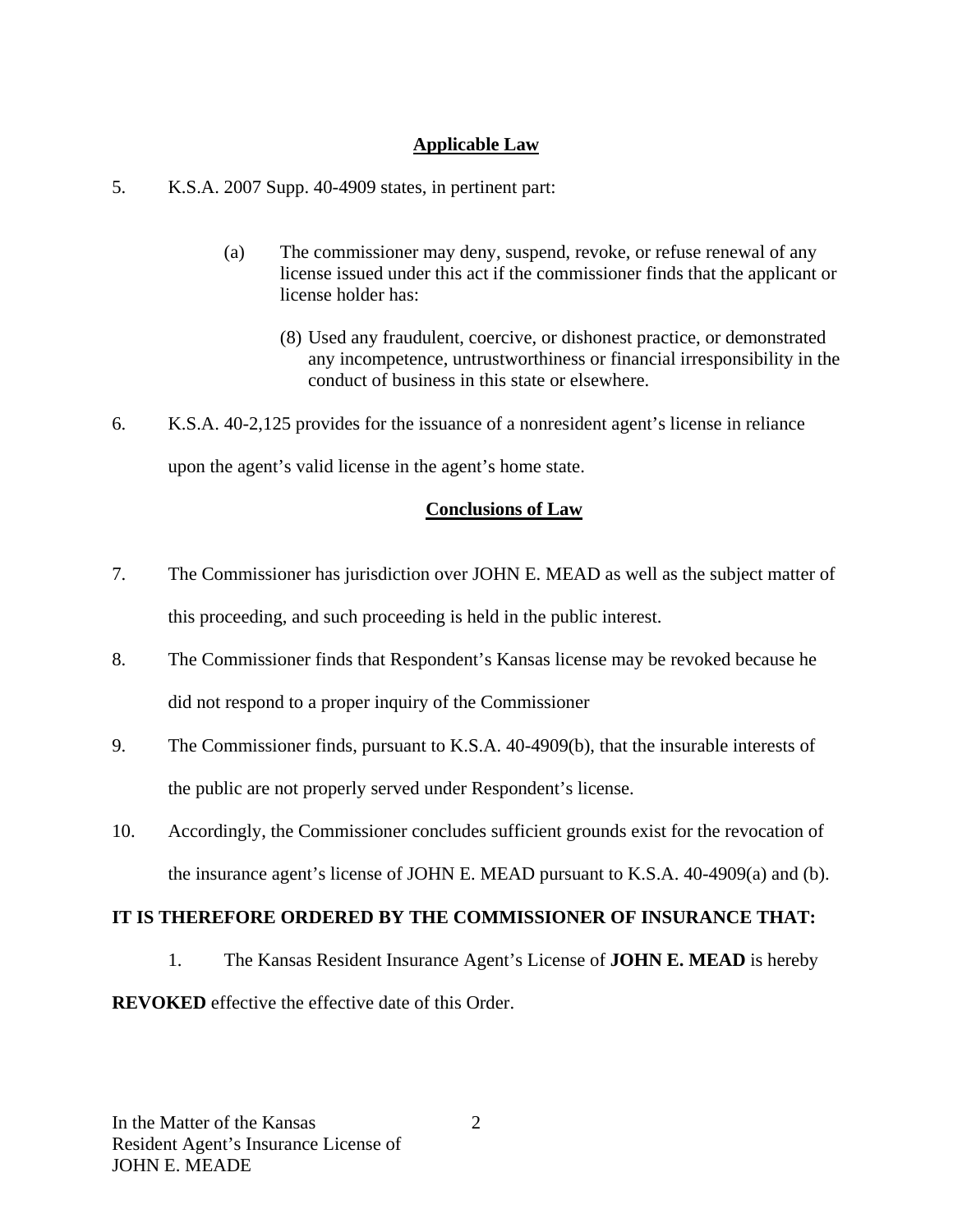## Applicable Law

5. K.S.A. 2007 Supp. 40-4909 states, in pertinent part:

   (a) The commissioner may deny, suspend, revoke, or refuse renewal of any license issued under this act if the commissioner finds that the applicant or license holder has:

      (8) Used any fraudulent, coercive, or dishonest practice, or demonstrated any incompetence, untrustworthiness or financial irresponsibility in the conduct of business in this state or elsewhere.

6. K.S.A. 40-2,125 provides for the issuance of a nonresident agent's license in reliance upon the agent's valid license in the agent's home state.

## Conclusions of Law

7. The Commissioner has jurisdiction over JOHN E. MEAD as well as the subject matter of this proceeding, and such proceeding is held in the public interest.

8. The Commissioner finds that Respondent's Kansas license may be revoked because he did not respond to a proper inquiry of the Commissioner

9. The Commissioner finds, pursuant to K.S.A. 40-4909(b), that the insurable interests of the public are not properly served under Respondent's license.

10. Accordingly, the Commissioner concludes sufficient grounds exist for the revocation of the insurance agent's license of JOHN E. MEAD pursuant to K.S.A. 40-4909(a) and (b).

**IT IS THEREFORE ORDERED BY THE COMMISSIONER OF INSURANCE THAT:**

1. The Kansas Resident Insurance Agent's License of **JOHN E. MEAD** is hereby **REVOKED** effective the effective date of this Order.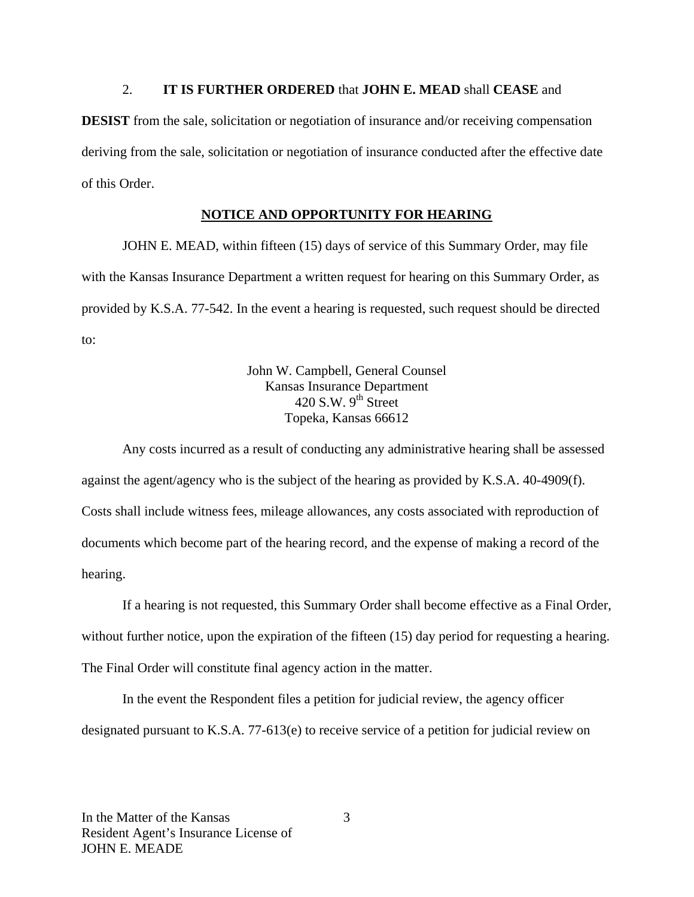2. **IT IS FURTHER ORDERED** that **JOHN E. MEAD** shall **CEASE** and **DESIST** from the sale, solicitation or negotiation of insurance and/or receiving compensation deriving from the sale, solicitation or negotiation of insurance conducted after the effective date of this Order.

## NOTICE AND OPPORTUNITY FOR HEARING

JOHN E. MEAD, within fifteen (15) days of service of this Summary Order, may file with the Kansas Insurance Department a written request for hearing on this Summary Order, as provided by K.S.A. 77-542. In the event a hearing is requested, such request should be directed to:

John W. Campbell, General Counsel
Kansas Insurance Department
420 S.W. 9th Street
Topeka, Kansas 66612

Any costs incurred as a result of conducting any administrative hearing shall be assessed against the agent/agency who is the subject of the hearing as provided by K.S.A. 40-4909(f). Costs shall include witness fees, mileage allowances, any costs associated with reproduction of documents which become part of the hearing record, and the expense of making a record of the hearing.

If a hearing is not requested, this Summary Order shall become effective as a Final Order, without further notice, upon the expiration of the fifteen (15) day period for requesting a hearing. The Final Order will constitute final agency action in the matter.

In the event the Respondent files a petition for judicial review, the agency officer designated pursuant to K.S.A. 77-613(e) to receive service of a petition for judicial review on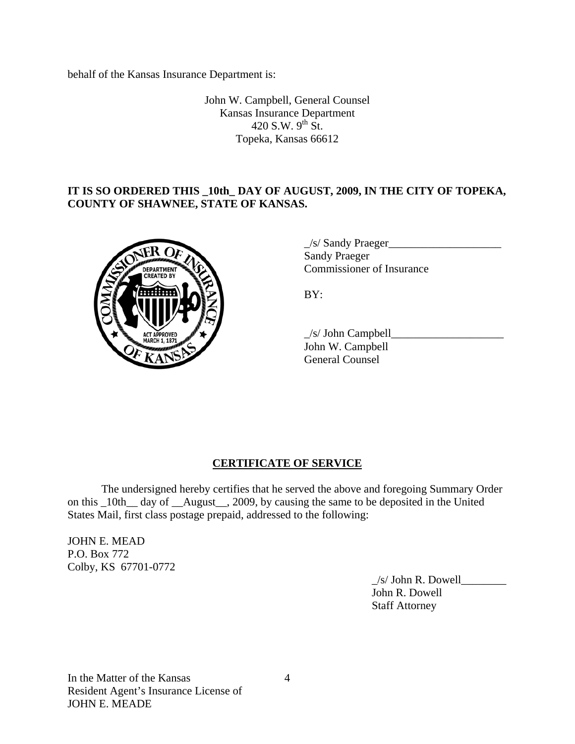behalf of the Kansas Insurance Department is:

John W. Campbell, General Counsel
Kansas Insurance Department
420 S.W. 9th St.
Topeka, Kansas 66612

**IT IS SO ORDERED THIS _10th_ DAY OF AUGUST, 2009, IN THE CITY OF TOPEKA, COUNTY OF SHAWNEE, STATE OF KANSAS.**

_/s/ Sandy Praeger____________________
Sandy Praeger
Commissioner of Insurance

BY:

_/s/ John Campbell____________________
John W. Campbell
General Counsel

## CERTIFICATE OF SERVICE

The undersigned hereby certifies that he served the above and foregoing Summary Order on this _10th__ day of __August__, 2009, by causing the same to be deposited in the United States Mail, first class postage prepaid, addressed to the following:

JOHN E. MEAD
P.O. Box 772
Colby, KS 67701-0772

_/s/ John R. Dowell________
John R. Dowell
Staff Attorney

In the Matter of the Kansas
Resident Agent's Insurance License of
JOHN E. MEADE